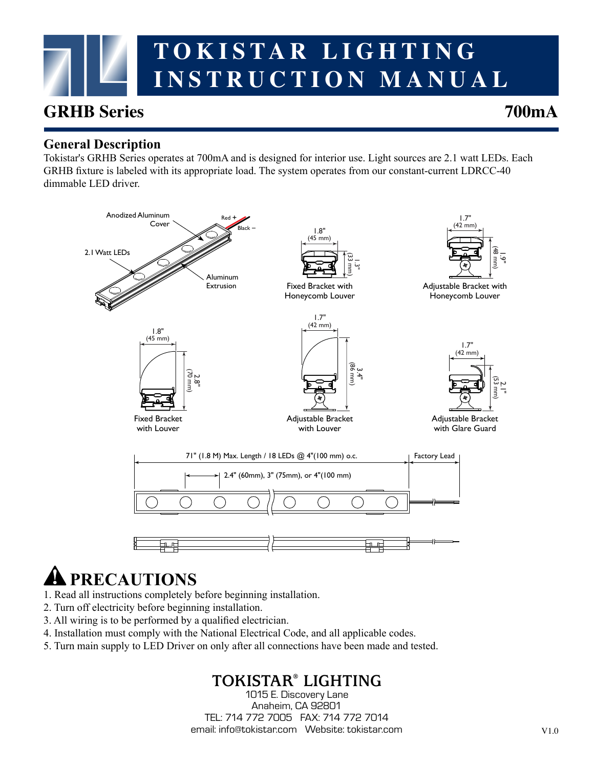# TOKISTAR LIGHTING INSTRUCTION MANUAL

## GRHB Series

## 700mA

### General Description

Tokistar's GRHB Series operates at 700mA and is designed for interior use. Light sources are 2.1 watt LEDs. Each GRHB fixture is labeled with its appropriate load. The system operates from our constant-current LDRCC-40 dimmable LED driver.

Anodized Aluminum Cover

Red +

Black –

2.1 Watt LEDs

Aluminum Extrusion

1.8" (45 mm)

1.3" (33 mm)

Fixed Bracket with Honeycomb Louver

1.7" (42 mm)

1.9" (48 mm)

Adjustable Bracket with Honeycomb Louver

1.8" (45 mm)

2.8" (70 mm)

Fixed Bracket with Louver

1.7" (42 mm)

3.4" (86 mm)

Adjustable Bracket with Louver

1.7" (42 mm)

2.1" (53 mm)

Adjustable Bracket with Glare Guard

71" (1.8 M) Max. Length / 18 LEDs @ 4"(100 mm) o.c.

Factory Lead

2.4" (60mm), 3" (75mm), or 4"(100 mm)

## PRECAUTIONS

1. Read all instructions completely before beginning installation.
2. Turn off electricity before beginning installation.
3. All wiring is to be performed by a qualified electrician.
4. Installation must comply with the National Electrical Code, and all applicable codes.
5. Turn main supply to LED Driver on only after all connections have been made and tested.

**TOKISTAR® LIGHTING**
1015 E. Discovery Lane
Anaheim, CA 92801
TEL: 714 772 7005 FAX: 714 772 7014
email: info@tokistar.com Website: tokistar.com

V1.0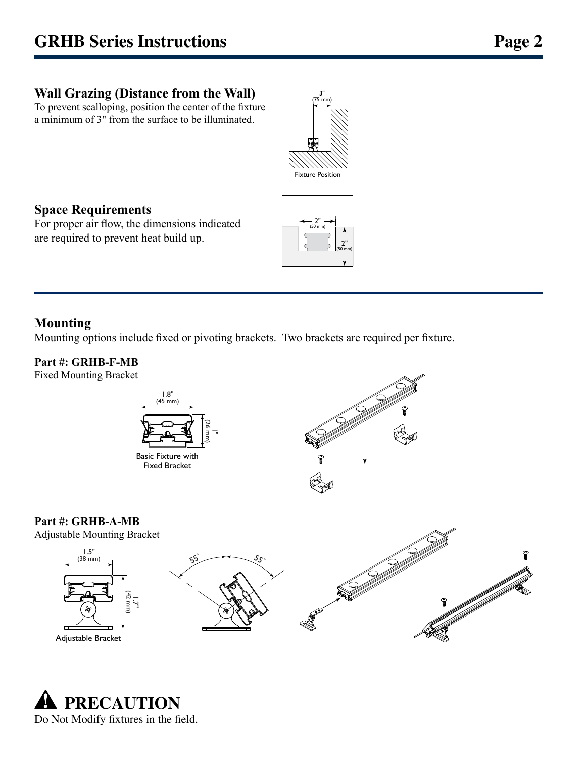## Wall Grazing (Distance from the Wall)

To prevent scalloping, position the center of the fixture a minimum of 3" from the surface to be illuminated.

3" (75 mm)

Fixture Position

## Space Requirements

For proper air flow, the dimensions indicated are required to prevent heat build up.

2" (50 mm)

2" (50 mm)

## Mounting

Mounting options include fixed or pivoting brackets. Two brackets are required per fixture.

**Part #: GRHB-F-MB**

Fixed Mounting Bracket

1.8" (45 mm)

1" (26 mm)

Basic Fixture with Fixed Bracket

**Part #: GRHB-A-MB**

Adjustable Mounting Bracket

1.5" (38 mm)

1.7" (42 mm)

Adjustable Bracket

55°

55°

## ⚠ PRECAUTION

Do Not Modify fixtures in the field.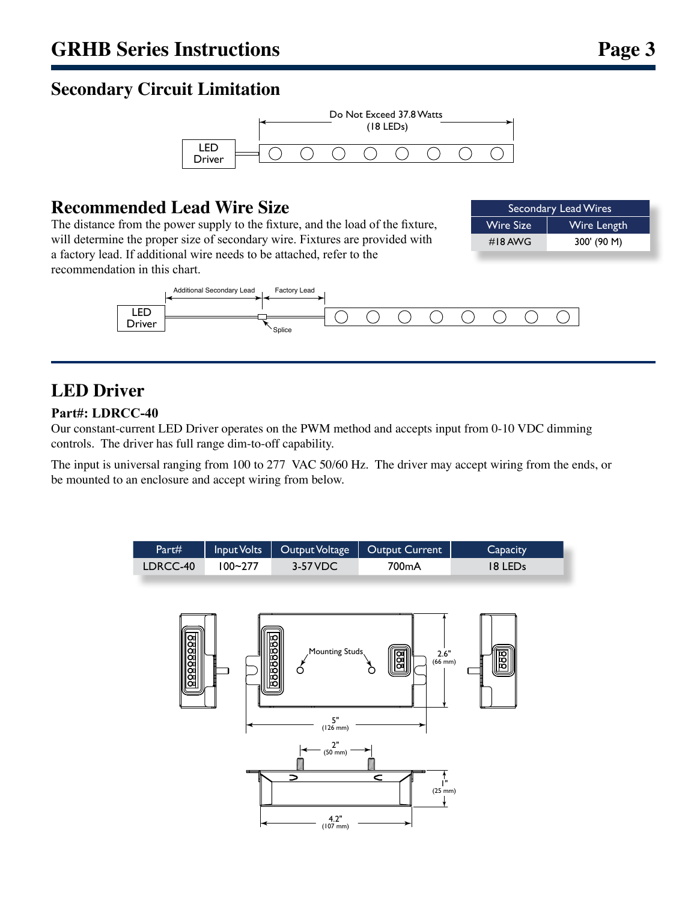## Secondary Circuit Limitation

Do Not Exceed 37.8 Watts (18 LEDs)

LED Driver

## Recommended Lead Wire Size

The distance from the power supply to the fixture, and the load of the fixture, will determine the proper size of secondary wire. Fixtures are provided with a factory lead. If additional wire needs to be attached, refer to the recommendation in this chart.

| Secondary Lead Wires | |
|---|---|
| Wire Size | Wire Length |
| #18 AWG | 300' (90 M) |

Additional Secondary Lead | Factory Lead

LED Driver

Splice

## LED Driver

**Part#: LDRCC-40**

Our constant-current LED Driver operates on the PWM method and accepts input from 0-10 VDC dimming controls. The driver has full range dim-to-off capability.

The input is universal ranging from 100 to 277 VAC 50/60 Hz. The driver may accept wiring from the ends, or be mounted to an enclosure and accept wiring from below.

| Part# | Input Volts | Output Voltage | Output Current | Capacity |
|---|---|---|---|---|
| LDRCC-40 | 100~277 | 3-57 VDC | 700mA | 18 LEDs |

Mounting Studs

2.6" (66 mm)

5" (126 mm)

2" (50 mm)

1" (25 mm)

4.2" (107 mm)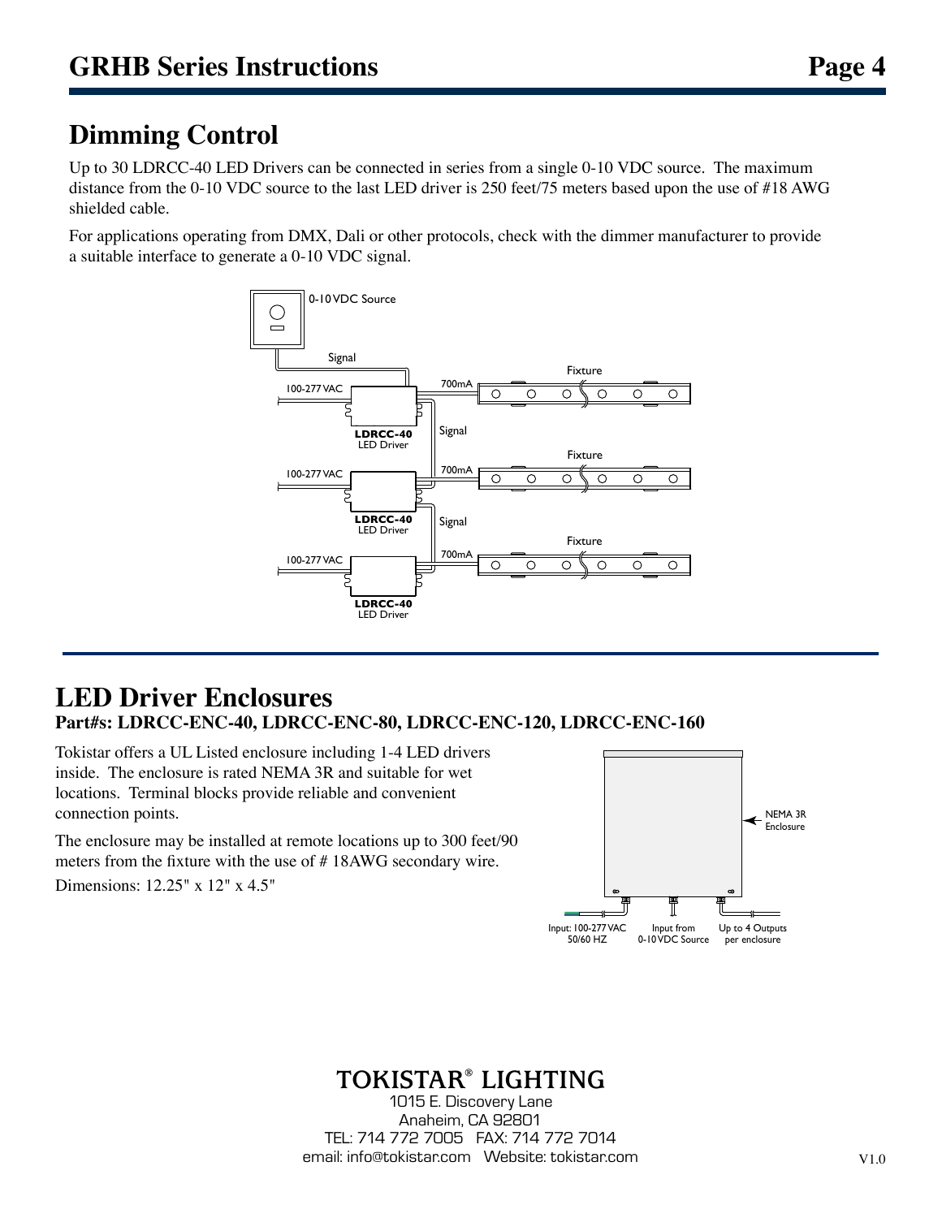## Dimming Control

Up to 30 LDRCC-40 LED Drivers can be connected in series from a single 0-10 VDC source. The maximum distance from the 0-10 VDC source to the last LED driver is 250 feet/75 meters based upon the use of #18 AWG shielded cable.

For applications operating from DMX, Dali or other protocols, check with the dimmer manufacturer to provide a suitable interface to generate a 0-10 VDC signal.

0-10VDC Source

Signal

100-277 VAC

700mA

Fixture

**LDRCC-40**
LED Driver

Signal

100-277 VAC

700mA

Fixture

**LDRCC-40**
LED Driver

Signal

100-277 VAC

700mA

Fixture

**LDRCC-40**
LED Driver

## LED Driver Enclosures

### Part#s: LDRCC-ENC-40, LDRCC-ENC-80, LDRCC-ENC-120, LDRCC-ENC-160

Tokistar offers a UL Listed enclosure including 1-4 LED drivers inside. The enclosure is rated NEMA 3R and suitable for wet locations. Terminal blocks provide reliable and convenient connection points.

The enclosure may be installed at remote locations up to 300 feet/90 meters from the fixture with the use of # 18AWG secondary wire.

Dimensions: 12.25" x 12" x 4.5"

NEMA 3R Enclosure

Input: 100-277 VAC 50/60 HZ

Input from 0-10VDC Source

Up to 4 Outputs per enclosure

**TOKISTAR® LIGHTING**
1015 E. Discovery Lane
Anaheim, CA 92801
TEL: 714 772 7005 FAX: 714 772 7014
email: info@tokistar.com Website: tokistar.com

V1.0